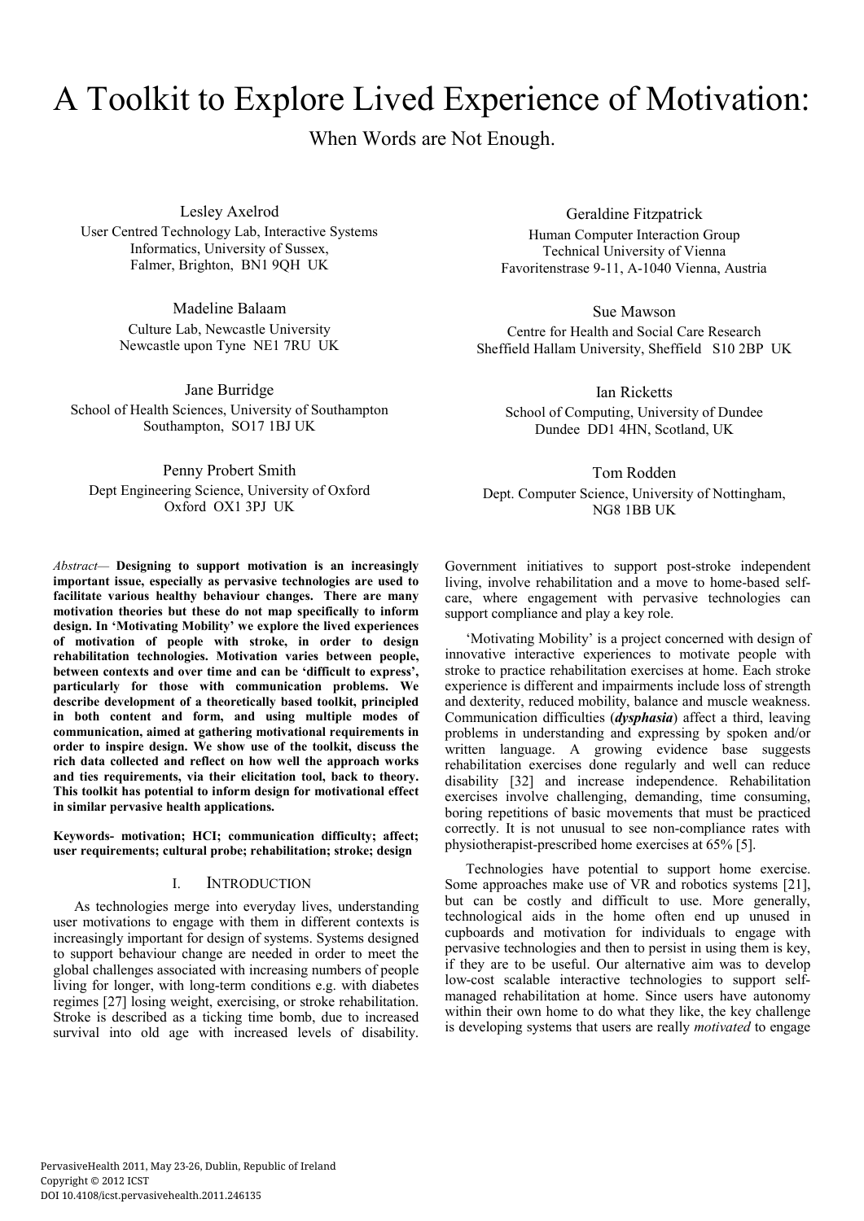# A Toolkit to Explore Lived Experience of Motivation:

When Words are Not Enough.

Lesley Axelrod
User Centred Technology Lab, Interactive Systems Informatics, University of Sussex, Falmer, Brighton, BN1 9QH UK

Geraldine Fitzpatrick
Human Computer Interaction Group
Technical University of Vienna
Favoritenstrase 9-11, A-1040 Vienna, Austria

Madeline Balaam
Culture Lab, Newcastle University
Newcastle upon Tyne NE1 7RU UK

Sue Mawson
Centre for Health and Social Care Research
Sheffield Hallam University, Sheffield S10 2BP UK

Jane Burridge
School of Health Sciences, University of Southampton
Southampton, SO17 1BJ UK

Ian Ricketts
School of Computing, University of Dundee
Dundee DD1 4HN, Scotland, UK

Penny Probert Smith
Dept Engineering Science, University of Oxford
Oxford OX1 3PJ UK

Tom Rodden
Dept. Computer Science, University of Nottingham, NG8 1BB UK

*Abstract*— **Designing to support motivation is an increasingly important issue, especially as pervasive technologies are used to facilitate various healthy behaviour changes. There are many motivation theories but these do not map specifically to inform design. In 'Motivating Mobility' we explore the lived experiences of motivation of people with stroke, in order to design rehabilitation technologies. Motivation varies between people, between contexts and over time and can be 'difficult to express', particularly for those with communication problems. We describe development of a theoretically based toolkit, principled in both content and form, and using multiple modes of communication, aimed at gathering motivational requirements in order to inspire design. We show use of the toolkit, discuss the rich data collected and reflect on how well the approach works and ties requirements, via their elicitation tool, back to theory. This toolkit has potential to inform design for motivational effect in similar pervasive health applications.**

**Keywords- motivation; HCI; communication difficulty; affect; user requirements; cultural probe; rehabilitation; stroke; design**

## I. Introduction

As technologies merge into everyday lives, understanding user motivations to engage with them in different contexts is increasingly important for design of systems. Systems designed to support behaviour change are needed in order to meet the global challenges associated with increasing numbers of people living for longer, with long-term conditions e.g. with diabetes regimes [27] losing weight, exercising, or stroke rehabilitation. Stroke is described as a ticking time bomb, due to increased survival into old age with increased levels of disability. Government initiatives to support post-stroke independent living, involve rehabilitation and a move to home-based self-care, where engagement with pervasive technologies can support compliance and play a key role.

'Motivating Mobility' is a project concerned with design of innovative interactive experiences to motivate people with stroke to practice rehabilitation exercises at home. Each stroke experience is different and impairments include loss of strength and dexterity, reduced mobility, balance and muscle weakness. Communication difficulties (***dysphasia***) affect a third, leaving problems in understanding and expressing by spoken and/or written language. A growing evidence base suggests rehabilitation exercises done regularly and well can reduce disability [32] and increase independence. Rehabilitation exercises involve challenging, demanding, time consuming, boring repetitions of basic movements that must be practiced correctly. It is not unusual to see non-compliance rates with physiotherapist-prescribed home exercises at 65% [5].

Technologies have potential to support home exercise. Some approaches make use of VR and robotics systems [21], but can be costly and difficult to use. More generally, technological aids in the home often end up unused in cupboards and motivation for individuals to engage with pervasive technologies and then to persist in using them is key, if they are to be useful. Our alternative aim was to develop low-cost scalable interactive technologies to support self-managed rehabilitation at home. Since users have autonomy within their own home to do what they like, the key challenge is developing systems that users are really *motivated* to engage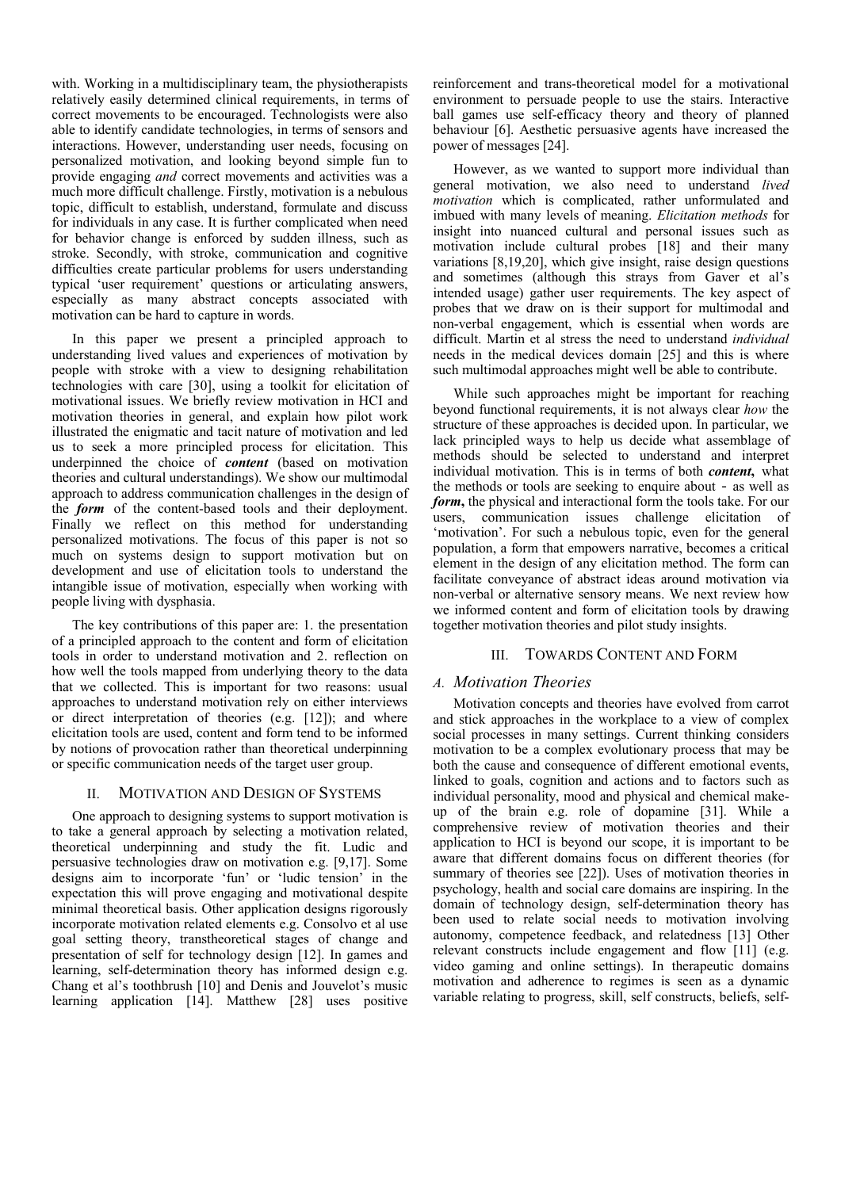with. Working in a multidisciplinary team, the physiotherapists relatively easily determined clinical requirements, in terms of correct movements to be encouraged. Technologists were also able to identify candidate technologies, in terms of sensors and interactions. However, understanding user needs, focusing on personalized motivation, and looking beyond simple fun to provide engaging *and* correct movements and activities was a much more difficult challenge. Firstly, motivation is a nebulous topic, difficult to establish, understand, formulate and discuss for individuals in any case. It is further complicated when need for behavior change is enforced by sudden illness, such as stroke. Secondly, with stroke, communication and cognitive difficulties create particular problems for users understanding typical 'user requirement' questions or articulating answers, especially as many abstract concepts associated with motivation can be hard to capture in words.

In this paper we present a principled approach to understanding lived values and experiences of motivation by people with stroke with a view to designing rehabilitation technologies with care [30], using a toolkit for elicitation of motivational issues. We briefly review motivation in HCI and motivation theories in general, and explain how pilot work illustrated the enigmatic and tacit nature of motivation and led us to seek a more principled process for elicitation. This underpinned the choice of ***content*** (based on motivation theories and cultural understandings). We show our multimodal approach to address communication challenges in the design of the ***form*** of the content-based tools and their deployment. Finally we reflect on this method for understanding personalized motivations. The focus of this paper is not so much on systems design to support motivation but on development and use of elicitation tools to understand the intangible issue of motivation, especially when working with people living with dysphasia.

The key contributions of this paper are: 1. the presentation of a principled approach to the content and form of elicitation tools in order to understand motivation and 2. reflection on how well the tools mapped from underlying theory to the data that we collected. This is important for two reasons: usual approaches to understand motivation rely on either interviews or direct interpretation of theories (e.g. [12]); and where elicitation tools are used, content and form tend to be informed by notions of provocation rather than theoretical underpinning or specific communication needs of the target user group.

## II. Motivation and Design of Systems

One approach to designing systems to support motivation is to take a general approach by selecting a motivation related, theoretical underpinning and study the fit. Ludic and persuasive technologies draw on motivation e.g. [9,17]. Some designs aim to incorporate 'fun' or 'ludic tension' in the expectation this will prove engaging and motivational despite minimal theoretical basis. Other application designs rigorously incorporate motivation related elements e.g. Consolvo et al use goal setting theory, transtheoretical stages of change and presentation of self for technology design [12]. In games and learning, self-determination theory has informed design e.g. Chang et al's toothbrush [10] and Denis and Jouvelot's music learning application [14]. Matthew [28] uses positive reinforcement and trans-theoretical model for a motivational environment to persuade people to use the stairs. Interactive ball games use self-efficacy theory and theory of planned behaviour [6]. Aesthetic persuasive agents have increased the power of messages [24].

However, as we wanted to support more individual than general motivation, we also need to understand *lived motivation* which is complicated, rather unformulated and imbued with many levels of meaning. *Elicitation methods* for insight into nuanced cultural and personal issues such as motivation include cultural probes [18] and their many variations [8,19,20], which give insight, raise design questions and sometimes (although this strays from Gaver et al's intended usage) gather user requirements. The key aspect of probes that we draw on is their support for multimodal and non-verbal engagement, which is essential when words are difficult. Martin et al stress the need to understand *individual* needs in the medical devices domain [25] and this is where such multimodal approaches might well be able to contribute.

While such approaches might be important for reaching beyond functional requirements, it is not always clear *how* the structure of these approaches is decided upon. In particular, we lack principled ways to help us decide what assemblage of methods should be selected to understand and interpret individual motivation. This is in terms of both ***content***, what the methods or tools are seeking to enquire about - as well as ***form***, the physical and interactional form the tools take. For our users, communication issues challenge elicitation of 'motivation'. For such a nebulous topic, even for the general population, a form that empowers narrative, becomes a critical element in the design of any elicitation method. The form can facilitate conveyance of abstract ideas around motivation via non-verbal or alternative sensory means. We next review how we informed content and form of elicitation tools by drawing together motivation theories and pilot study insights.

## III. Towards Content and Form

### *A. Motivation Theories*

Motivation concepts and theories have evolved from carrot and stick approaches in the workplace to a view of complex social processes in many settings. Current thinking considers motivation to be a complex evolutionary process that may be both the cause and consequence of different emotional events, linked to goals, cognition and actions and to factors such as individual personality, mood and physical and chemical make-up of the brain e.g. role of dopamine [31]. While a comprehensive review of motivation theories and their application to HCI is beyond our scope, it is important to be aware that different domains focus on different theories (for summary of theories see [22]). Uses of motivation theories in psychology, health and social care domains are inspiring. In the domain of technology design, self-determination theory has been used to relate social needs to motivation involving autonomy, competence feedback, and relatedness [13] Other relevant constructs include engagement and flow [11] (e.g. video gaming and online settings). In therapeutic domains motivation and adherence to regimes is seen as a dynamic variable relating to progress, skill, self constructs, beliefs, self-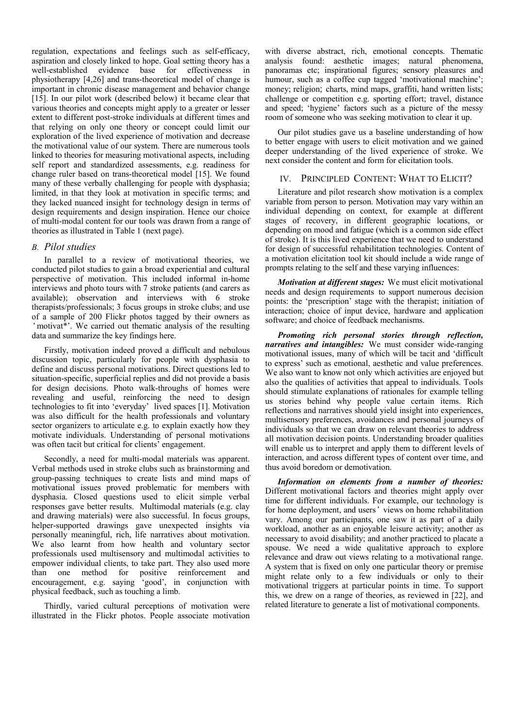regulation, expectations and feelings such as self-efficacy, aspiration and closely linked to hope. Goal setting theory has a well-established evidence base for effectiveness in physiotherapy [4,26] and trans-theoretical model of change is important in chronic disease management and behavior change [15]. In our pilot work (described below) it became clear that various theories and concepts might apply to a greater or lesser extent to different post-stroke individuals at different times and that relying on only one theory or concept could limit our exploration of the lived experience of motivation and decrease the motivational value of our system. There are numerous tools linked to theories for measuring motivational aspects, including self report and standardized assessments, e.g. readiness for change ruler based on trans-theoretical model [15]. We found many of these verbally challenging for people with dysphasia; limited, in that they look at motivation in specific terms; and they lacked nuanced insight for technology design in terms of design requirements and design inspiration. Hence our choice of multi-modal content for our tools was drawn from a range of theories as illustrated in Table 1 (next page).

### B. Pilot studies

In parallel to a review of motivational theories, we conducted pilot studies to gain a broad experiential and cultural perspective of motivation. This included informal in-home interviews and photo tours with 7 stroke patients (and carers as available); observation and interviews with 6 stroke therapists/professionals; 3 focus groups in stroke clubs; and use of a sample of 200 Flickr photos tagged by their owners as 'motivat*'. We carried out thematic analysis of the resulting data and summarize the key findings here.

Firstly, motivation indeed proved a difficult and nebulous discussion topic, particularly for people with dysphasia to define and discuss personal motivations. Direct questions led to situation-specific, superficial replies and did not provide a basis for design decisions. Photo walk-throughs of homes were revealing and useful, reinforcing the need to design technologies to fit into 'everyday' lived spaces [1]. Motivation was also difficult for the health professionals and voluntary sector organizers to articulate e.g. to explain exactly how they motivate individuals. Understanding of personal motivations was often tacit but critical for clients' engagement.

Secondly, a need for multi-modal materials was apparent. Verbal methods used in stroke clubs such as brainstorming and group-passing techniques to create lists and mind maps of motivational issues proved problematic for members with dysphasia. Closed questions used to elicit simple verbal responses gave better results. Multimodal materials (e.g. clay and drawing materials) were also successful. In focus groups, helper-supported drawings gave unexpected insights via personally meaningful, rich, life narratives about motivation. We also learnt from how health and voluntary sector professionals used multisensory and multimodal activities to empower individual clients, to take part. They also used more than one method for positive reinforcement and encouragement, e.g. saying 'good', in conjunction with physical feedback, such as touching a limb.

Thirdly, varied cultural perceptions of motivation were illustrated in the Flickr photos. People associate motivation with diverse abstract, rich, emotional concepts. Thematic analysis found: aesthetic images; natural phenomena, panoramas etc; inspirational figures; sensory pleasures and humour, such as a coffee cup tagged 'motivational machine'; money; religion; charts, mind maps, graffiti, hand written lists; challenge or competition e.g. sporting effort; travel, distance and speed; 'hygiene' factors such as a picture of the messy room of someone who was seeking motivation to clear it up.

Our pilot studies gave us a baseline understanding of how to better engage with users to elicit motivation and we gained deeper understanding of the lived experience of stroke. We next consider the content and form for elicitation tools.

## IV. Principled Content: What to Elicit?

Literature and pilot research show motivation is a complex variable from person to person. Motivation may vary within an individual depending on context, for example at different stages of recovery, in different geographic locations, or depending on mood and fatigue (which is a common side effect of stroke). It is this lived experience that we need to understand for design of successful rehabilitation technologies. Content of a motivation elicitation tool kit should include a wide range of prompts relating to the self and these varying influences:

***Motivation at different stages:*** We must elicit motivational needs and design requirements to support numerous decision points: the 'prescription' stage with the therapist; initiation of interaction; choice of input device, hardware and application software; and choice of feedback mechanisms.

***Promoting rich personal stories through reflection, narratives and intangibles:*** We must consider wide-ranging motivational issues, many of which will be tacit and 'difficult to express' such as emotional, aesthetic and value preferences. We also want to know not only which activities are enjoyed but also the qualities of activities that appeal to individuals. Tools should stimulate explanations of rationales for example telling us stories behind why people value certain items. Rich reflections and narratives should yield insight into experiences, multisensory preferences, avoidances and personal journeys of individuals so that we can draw on relevant theories to address all motivation decision points. Understanding broader qualities will enable us to interpret and apply them to different levels of interaction, and across different types of content over time, and thus avoid boredom or demotivation.

***Information on elements from a number of theories:*** Different motivational factors and theories might apply over time for different individuals. For example, our technology is for home deployment, and users' views on home rehabilitation vary. Among our participants, one saw it as part of a daily workload, another as an enjoyable leisure activity; another as necessary to avoid disability; and another practiced to placate a spouse. We need a wide qualitative approach to explore relevance and draw out views relating to a motivational range. A system that is fixed on only one particular theory or premise might relate only to a few individuals or only to their motivational triggers at particular points in time. To support this, we drew on a range of theories, as reviewed in [22], and related literature to generate a list of motivational components.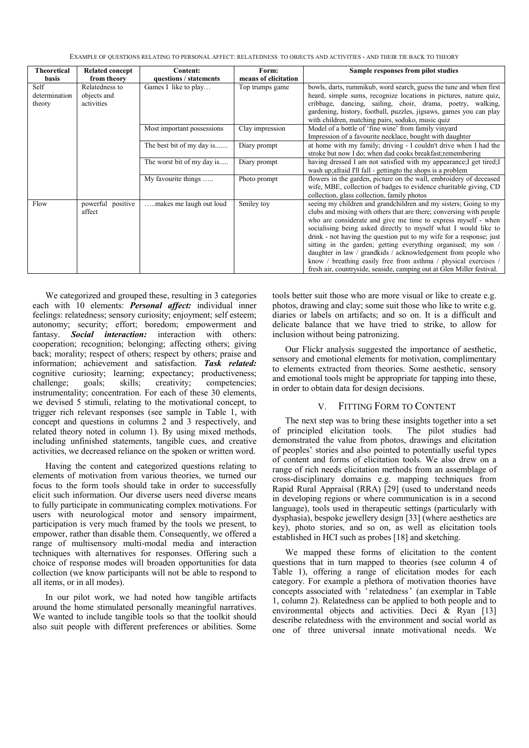EXAMPLE OF QUESTIONS RELATING TO PERSONAL AFFECT: RELATEDNESS TO OBJECTS AND ACTIVITIES - AND THEIR TIE BACK TO THEORY

| Theoretical basis | Related concept from theory | Content: questions / statements | Form: means of elicitation | Sample responses from pilot studies |
|---|---|---|---|---|
| Self determination theory | Relatedness to objects and activities | Games I like to play… | Top trumps game | bowls, darts, rummikub, word search, guess the tune and when first heard, simple sums, recognize locations in pictures, nature quiz, cribbage, dancing, sailing, choir, drama, poetry, walking, gardening, history, football, puzzles, jigsaws, games you can play with children, matching pairs, soduko, music quiz |
| | | Most important possessions | Clay impression | Model of a bottle of 'fine wine' from family vinyard Impression of a favourite necklace, bought with daughter |
| | | The best bit of my day is....... | Diary prompt | at home with my family; driving - I couldn't drive when I had the stroke but now I do; when dad cooks breakfast;remembering |
| | | The worst bit of my day is..... | Diary prompt | having dressed I am not satisfied with my appearance;I get tired;I wash up;afraid I'll fall - gettingto the shops is a problem |
| | | My favourite things ….. | Photo prompt | flowers in the garden, picture on the wall, embroidery of deceased wife, MBE, collection of badges to evidence charitable giving, CD collection, glass collection, family photos |
| Flow | powerful positive affect | …..makes me laugh out loud | Smiley toy | seeing my children and grandchildren and my sisters; Going to my clubs and mixing with others that are there; conversing with people who are considerate and give me time to express myself - when socialising being asked directly to myself what I would like to drink - not having the question put to my wife for a response; just sitting in the garden; getting everything organised; my son / daughter in law / grandkids / acknowledgement from people who know / breathing easily free from asthma / physical exercises / fresh air, countryside, seaside, camping out at Glen Miller festival. |

We categorized and grouped these, resulting in 3 categories each with 10 elements: ***Personal affect:*** individual inner feelings: relatedness; sensory curiosity; enjoyment; self esteem; autonomy; security; effort; boredom; empowerment and fantasy. ***Social interaction:*** interaction with others: cooperation; recognition; belonging; affecting others; giving back; morality; respect of others; respect by others; praise and information; achievement and satisfaction. ***Task related:*** cognitive curiosity; learning; expectancy; productiveness; challenge; goals; skills; creativity; competencies; instrumentality; concentration. For each of these 30 elements, we devised 5 stimuli, relating to the motivational concept, to trigger rich relevant responses (see sample in Table 1, with concept and questions in columns 2 and 3 respectively, and related theory noted in column 1). By using mixed methods, including unfinished statements, tangible cues, and creative activities, we decreased reliance on the spoken or written word.

Having the content and categorized questions relating to elements of motivation from various theories, we turned our focus to the form tools should take in order to successfully elicit such information. Our diverse users need diverse means to fully participate in communicating complex motivations. For users with neurological motor and sensory impairment, participation is very much framed by the tools we present, to empower, rather than disable them. Consequently, we offered a range of multisensory multi-modal media and interaction techniques with alternatives for responses. Offering such a choice of response modes will broaden opportunities for data collection (we know participants will not be able to respond to all items, or in all modes).

In our pilot work, we had noted how tangible artifacts around the home stimulated personally meaningful narratives. We wanted to include tangible tools so that the toolkit should also suit people with different preferences or abilities. Some tools better suit those who are more visual or like to create e.g. photos, drawing and clay; some suit those who like to write e.g. diaries or labels on artifacts; and so on. It is a difficult and delicate balance that we have tried to strike, to allow for inclusion without being patronizing.

Our Flickr analysis suggested the importance of aesthetic, sensory and emotional elements for motivation, complimentary to elements extracted from theories. Some aesthetic, sensory and emotional tools might be appropriate for tapping into these, in order to obtain data for design decisions.

## V. FITTING FORM TO CONTENT

The next step was to bring these insights together into a set of principled elicitation tools. The pilot studies had demonstrated the value from photos, drawings and elicitation of peoples' stories and also pointed to potentially useful types of content and forms of elicitation tools. We also drew on a range of rich needs elicitation methods from an assemblage of cross-disciplinary domains e.g. mapping techniques from Rapid Rural Appraisal (RRA) [29] (used to understand needs in developing regions or where communication is in a second language), tools used in therapeutic settings (particularly with dysphasia), bespoke jewellery design [33] (where aesthetics are key), photo stories, and so on, as well as elicitation tools established in HCI such as probes [18] and sketching.

We mapped these forms of elicitation to the content questions that in turn mapped to theories (see column 4 of Table 1), offering a range of elicitation modes for each category. For example a plethora of motivation theories have concepts associated with 'relatedness' (an exemplar in Table 1, column 2). Relatedness can be applied to both people and to environmental objects and activities. Deci & Ryan [13] describe relatedness with the environment and social world as one of three universal innate motivational needs. We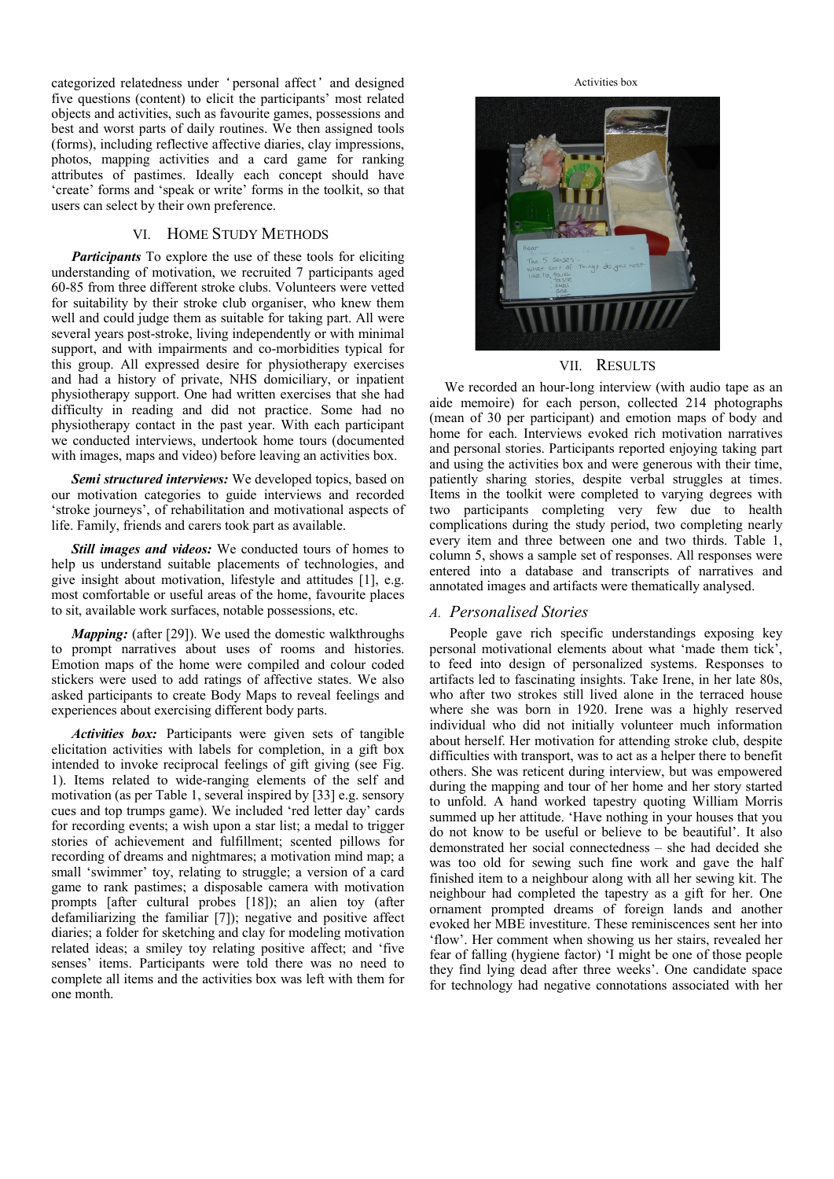categorized relatedness under 'personal affect' and designed five questions (content) to elicit the participants' most related objects and activities, such as favourite games, possessions and best and worst parts of daily routines. We then assigned tools (forms), including reflective affective diaries, clay impressions, photos, mapping activities and a card game for ranking attributes of pastimes. Ideally each concept should have 'create' forms and 'speak or write' forms in the toolkit, so that users can select by their own preference.

## VI. Home Study Methods

***Participants*** To explore the use of these tools for eliciting understanding of motivation, we recruited 7 participants aged 60-85 from three different stroke clubs. Volunteers were vetted for suitability by their stroke club organiser, who knew them well and could judge them as suitable for taking part. All were several years post-stroke, living independently or with minimal support, and with impairments and co-morbidities typical for this group. All expressed desire for physiotherapy exercises and had a history of private, NHS domiciliary, or inpatient physiotherapy support. One had written exercises that she had difficulty in reading and did not practice. Some had no physiotherapy contact in the past year. With each participant we conducted interviews, undertook home tours (documented with images, maps and video) before leaving an activities box.

***Semi structured interviews:*** We developed topics, based on our motivation categories to guide interviews and recorded 'stroke journeys', of rehabilitation and motivational aspects of life. Family, friends and carers took part as available.

***Still images and videos:*** We conducted tours of homes to help us understand suitable placements of technologies, and give insight about motivation, lifestyle and attitudes [1], e.g. most comfortable or useful areas of the home, favourite places to sit, available work surfaces, notable possessions, etc.

***Mapping:*** (after [29]). We used the domestic walkthroughs to prompt narratives about uses of rooms and histories. Emotion maps of the home were compiled and colour coded stickers were used to add ratings of affective states. We also asked participants to create Body Maps to reveal feelings and experiences about exercising different body parts.

***Activities box:*** Participants were given sets of tangible elicitation activities with labels for completion, in a gift box intended to invoke reciprocal feelings of gift giving (see Fig. 1). Items related to wide-ranging elements of the self and motivation (as per Table 1, several inspired by [33] e.g. sensory cues and top trumps game). We included 'red letter day' cards for recording events; a wish upon a star list; a medal to trigger stories of achievement and fulfillment; scented pillows for recording of dreams and nightmares; a motivation mind map; a small 'swimmer' toy, relating to struggle; a version of a card game to rank pastimes; a disposable camera with motivation prompts [after cultural probes [18]); an alien toy (after defamiliarizing the familiar [7]); negative and positive affect diaries; a folder for sketching and clay for modeling motivation related ideas; a smiley toy relating positive affect; and 'five senses' items. Participants were told there was no need to complete all items and the activities box was left with them for one month.

Activities box

## VII. Results

We recorded an hour-long interview (with audio tape as an aide memoire) for each person, collected 214 photographs (mean of 30 per participant) and emotion maps of body and home for each. Interviews evoked rich motivation narratives and personal stories. Participants reported enjoying taking part and using the activities box and were generous with their time, patiently sharing stories, despite verbal struggles at times. Items in the toolkit were completed to varying degrees with two participants completing very few due to health complications during the study period, two completing nearly every item and three between one and two thirds. Table 1, column 5, shows a sample set of responses. All responses were entered into a database and transcripts of narratives and annotated images and artifacts were thematically analysed.

### *A. Personalised Stories*

People gave rich specific understandings exposing key personal motivational elements about what 'made them tick', to feed into design of personalized systems. Responses to artifacts led to fascinating insights. Take Irene, in her late 80s, who after two strokes still lived alone in the terraced house where she was born in 1920. Irene was a highly reserved individual who did not initially volunteer much information about herself. Her motivation for attending stroke club, despite difficulties with transport, was to act as a helper there to benefit others. She was reticent during interview, but was empowered during the mapping and tour of her home and her story started to unfold. A hand worked tapestry quoting William Morris summed up her attitude. 'Have nothing in your houses that you do not know to be useful or believe to be beautiful'. It also demonstrated her social connectedness – she had decided she was too old for sewing such fine work and gave the half finished item to a neighbour along with all her sewing kit. The neighbour had completed the tapestry as a gift for her. One ornament prompted dreams of foreign lands and another evoked her MBE investiture. These reminiscences sent her into 'flow'. Her comment when showing us her stairs, revealed her fear of falling (hygiene factor) 'I might be one of those people they find lying dead after three weeks'. One candidate space for technology had negative connotations associated with her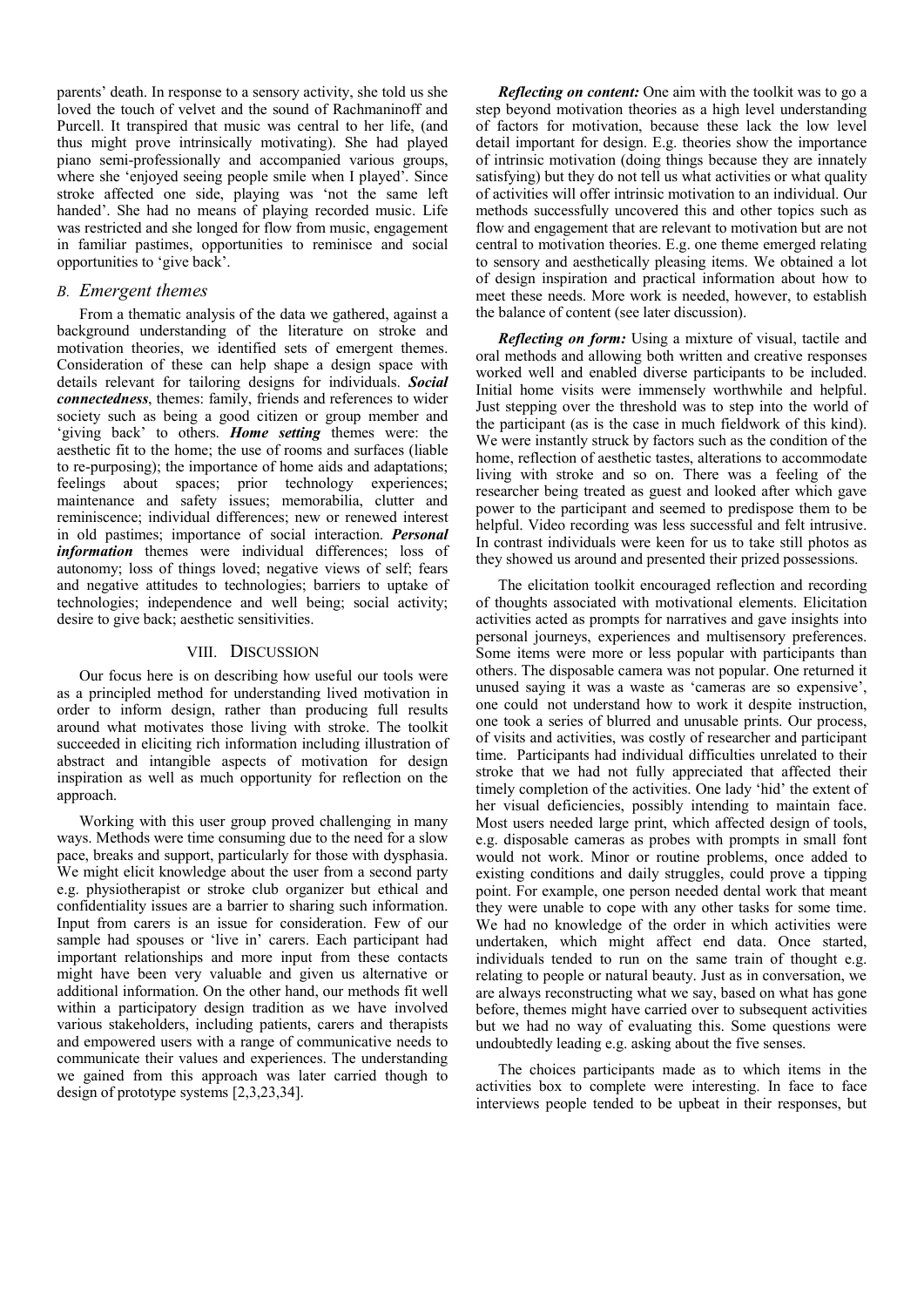parents' death. In response to a sensory activity, she told us she loved the touch of velvet and the sound of Rachmaninoff and Purcell. It transpired that music was central to her life, (and thus might prove intrinsically motivating). She had played piano semi-professionally and accompanied various groups, where she 'enjoyed seeing people smile when I played'. Since stroke affected one side, playing was 'not the same left handed'. She had no means of playing recorded music. Life was restricted and she longed for flow from music, engagement in familiar pastimes, opportunities to reminisce and social opportunities to 'give back'.

### *B. Emergent themes*

From a thematic analysis of the data we gathered, against a background understanding of the literature on stroke and motivation theories, we identified sets of emergent themes. Consideration of these can help shape a design space with details relevant for tailoring designs for individuals. ***Social connectedness***, themes: family, friends and references to wider society such as being a good citizen or group member and 'giving back' to others. ***Home setting*** themes were: the aesthetic fit to the home; the use of rooms and surfaces (liable to re-purposing); the importance of home aids and adaptations; feelings about spaces; prior technology experiences; maintenance and safety issues; memorabilia, clutter and reminiscence; individual differences; new or renewed interest in old pastimes; importance of social interaction. ***Personal information*** themes were individual differences; loss of autonomy; loss of things loved; negative views of self; fears and negative attitudes to technologies; barriers to uptake of technologies; independence and well being; social activity; desire to give back; aesthetic sensitivities.

## VIII. DISCUSSION

Our focus here is on describing how useful our tools were as a principled method for understanding lived motivation in order to inform design, rather than producing full results around what motivates those living with stroke. The toolkit succeeded in eliciting rich information including illustration of abstract and intangible aspects of motivation for design inspiration as well as much opportunity for reflection on the approach.

Working with this user group proved challenging in many ways. Methods were time consuming due to the need for a slow pace, breaks and support, particularly for those with dysphasia. We might elicit knowledge about the user from a second party e.g. physiotherapist or stroke club organizer but ethical and confidentiality issues are a barrier to sharing such information. Input from carers is an issue for consideration. Few of our sample had spouses or 'live in' carers. Each participant had important relationships and more input from these contacts might have been very valuable and given us alternative or additional information. On the other hand, our methods fit well within a participatory design tradition as we have involved various stakeholders, including patients, carers and therapists and empowered users with a range of communicative needs to communicate their values and experiences. The understanding we gained from this approach was later carried though to design of prototype systems [2,3,23,34].

***Reflecting on content:*** One aim with the toolkit was to go a step beyond motivation theories as a high level understanding of factors for motivation, because these lack the low level detail important for design. E.g. theories show the importance of intrinsic motivation (doing things because they are innately satisfying) but they do not tell us what activities or what quality of activities will offer intrinsic motivation to an individual. Our methods successfully uncovered this and other topics such as flow and engagement that are relevant to motivation but are not central to motivation theories. E.g. one theme emerged relating to sensory and aesthetically pleasing items. We obtained a lot of design inspiration and practical information about how to meet these needs. More work is needed, however, to establish the balance of content (see later discussion).

***Reflecting on form:*** Using a mixture of visual, tactile and oral methods and allowing both written and creative responses worked well and enabled diverse participants to be included. Initial home visits were immensely worthwhile and helpful. Just stepping over the threshold was to step into the world of the participant (as is the case in much fieldwork of this kind). We were instantly struck by factors such as the condition of the home, reflection of aesthetic tastes, alterations to accommodate living with stroke and so on. There was a feeling of the researcher being treated as guest and looked after which gave power to the participant and seemed to predispose them to be helpful. Video recording was less successful and felt intrusive. In contrast individuals were keen for us to take still photos as they showed us around and presented their prized possessions.

The elicitation toolkit encouraged reflection and recording of thoughts associated with motivational elements. Elicitation activities acted as prompts for narratives and gave insights into personal journeys, experiences and multisensory preferences. Some items were more or less popular with participants than others. The disposable camera was not popular. One returned it unused saying it was a waste as 'cameras are so expensive', one could not understand how to work it despite instruction, one took a series of blurred and unusable prints. Our process, of visits and activities, was costly of researcher and participant time. Participants had individual difficulties unrelated to their stroke that we had not fully appreciated that affected their timely completion of the activities. One lady 'hid' the extent of her visual deficiencies, possibly intending to maintain face. Most users needed large print, which affected design of tools, e.g. disposable cameras as probes with prompts in small font would not work. Minor or routine problems, once added to existing conditions and daily struggles, could prove a tipping point. For example, one person needed dental work that meant they were unable to cope with any other tasks for some time. We had no knowledge of the order in which activities were undertaken, which might affect end data. Once started, individuals tended to run on the same train of thought e.g. relating to people or natural beauty. Just as in conversation, we are always reconstructing what we say, based on what has gone before, themes might have carried over to subsequent activities but we had no way of evaluating this. Some questions were undoubtedly leading e.g. asking about the five senses.

The choices participants made as to which items in the activities box to complete were interesting. In face to face interviews people tended to be upbeat in their responses, but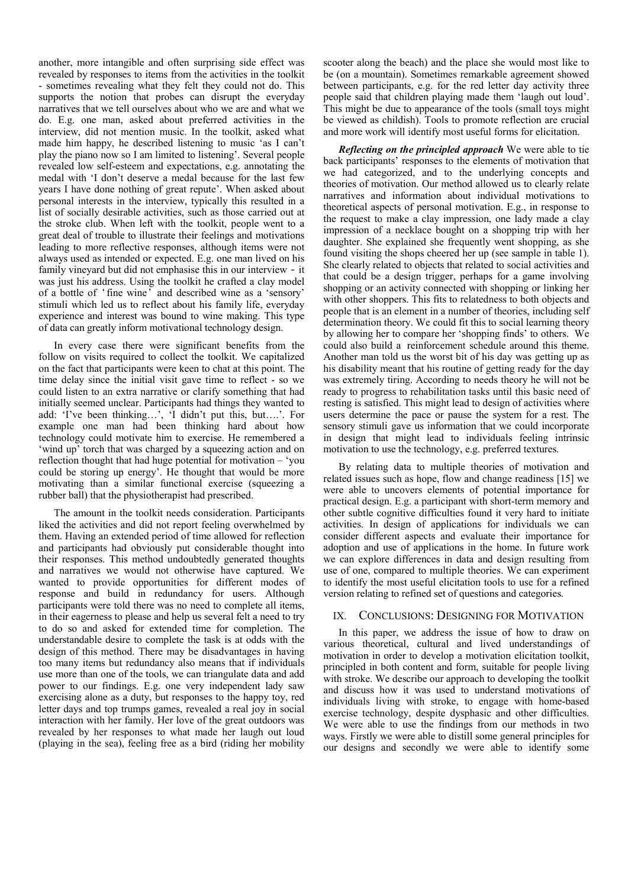another, more intangible and often surprising side effect was revealed by responses to items from the activities in the toolkit - sometimes revealing what they felt they could not do. This supports the notion that probes can disrupt the everyday narratives that we tell ourselves about who we are and what we do. E.g. one man, asked about preferred activities in the interview, did not mention music. In the toolkit, asked what made him happy, he described listening to music 'as I can't play the piano now so I am limited to listening'. Several people revealed low self-esteem and expectations, e.g. annotating the medal with 'I don't deserve a medal because for the last few years I have done nothing of great repute'. When asked about personal interests in the interview, typically this resulted in a list of socially desirable activities, such as those carried out at the stroke club. When left with the toolkit, people went to a great deal of trouble to illustrate their feelings and motivations leading to more reflective responses, although items were not always used as intended or expected. E.g. one man lived on his family vineyard but did not emphasise this in our interview - it was just his address. Using the toolkit he crafted a clay model of a bottle of 'fine wine' and described wine as a 'sensory' stimuli which led us to reflect about his family life, everyday experience and interest was bound to wine making. This type of data can greatly inform motivational technology design.

In every case there were significant benefits from the follow on visits required to collect the toolkit. We capitalized on the fact that participants were keen to chat at this point. The time delay since the initial visit gave time to reflect - so we could listen to an extra narrative or clarify something that had initially seemed unclear. Participants had things they wanted to add: 'I've been thinking…', 'I didn't put this, but….'. For example one man had been thinking hard about how technology could motivate him to exercise. He remembered a 'wind up' torch that was charged by a squeezing action and on reflection thought that had huge potential for motivation – 'you could be storing up energy'. He thought that would be more motivating than a similar functional exercise (squeezing a rubber ball) that the physiotherapist had prescribed.

The amount in the toolkit needs consideration. Participants liked the activities and did not report feeling overwhelmed by them. Having an extended period of time allowed for reflection and participants had obviously put considerable thought into their responses. This method undoubtedly generated thoughts and narratives we would not otherwise have captured. We wanted to provide opportunities for different modes of response and build in redundancy for users. Although participants were told there was no need to complete all items, in their eagerness to please and help us several felt a need to try to do so and asked for extended time for completion. The understandable desire to complete the task is at odds with the design of this method. There may be disadvantages in having too many items but redundancy also means that if individuals use more than one of the tools, we can triangulate data and add power to our findings. E.g. one very independent lady saw exercising alone as a duty, but responses to the happy toy, red letter days and top trumps games, revealed a real joy in social interaction with her family. Her love of the great outdoors was revealed by her responses to what made her laugh out loud (playing in the sea), feeling free as a bird (riding her mobility scooter along the beach) and the place she would most like to be (on a mountain). Sometimes remarkable agreement showed between participants, e.g. for the red letter day activity three people said that children playing made them 'laugh out loud'. This might be due to appearance of the tools (small toys might be viewed as childish). Tools to promote reflection are crucial and more work will identify most useful forms for elicitation.

***Reflecting on the principled approach*** We were able to tie back participants' responses to the elements of motivation that we had categorized, and to the underlying concepts and theories of motivation. Our method allowed us to clearly relate narratives and information about individual motivations to theoretical aspects of personal motivation. E.g., in response to the request to make a clay impression, one lady made a clay impression of a necklace bought on a shopping trip with her daughter. She explained she frequently went shopping, as she found visiting the shops cheered her up (see sample in table 1). She clearly related to objects that related to social activities and that could be a design trigger, perhaps for a game involving shopping or an activity connected with shopping or linking her with other shoppers. This fits to relatedness to both objects and people that is an element in a number of theories, including self determination theory. We could fit this to social learning theory by allowing her to compare her 'shopping finds' to others. We could also build a reinforcement schedule around this theme. Another man told us the worst bit of his day was getting up as his disability meant that his routine of getting ready for the day was extremely tiring. According to needs theory he will not be ready to progress to rehabilitation tasks until this basic need of resting is satisfied. This might lead to design of activities where users determine the pace or pause the system for a rest. The sensory stimuli gave us information that we could incorporate in design that might lead to individuals feeling intrinsic motivation to use the technology, e.g. preferred textures.

By relating data to multiple theories of motivation and related issues such as hope, flow and change readiness [15] we were able to uncovers elements of potential importance for practical design. E.g. a participant with short-term memory and other subtle cognitive difficulties found it very hard to initiate activities. In design of applications for individuals we can consider different aspects and evaluate their importance for adoption and use of applications in the home. In future work we can explore differences in data and design resulting from use of one, compared to multiple theories. We can experiment to identify the most useful elicitation tools to use for a refined version relating to refined set of questions and categories.

## IX. Conclusions: Designing for Motivation

In this paper, we address the issue of how to draw on various theoretical, cultural and lived understandings of motivation in order to develop a motivation elicitation toolkit, principled in both content and form, suitable for people living with stroke. We describe our approach to developing the toolkit and discuss how it was used to understand motivations of individuals living with stroke, to engage with home-based exercise technology, despite dysphasic and other difficulties. We were able to use the findings from our methods in two ways. Firstly we were able to distill some general principles for our designs and secondly we were able to identify some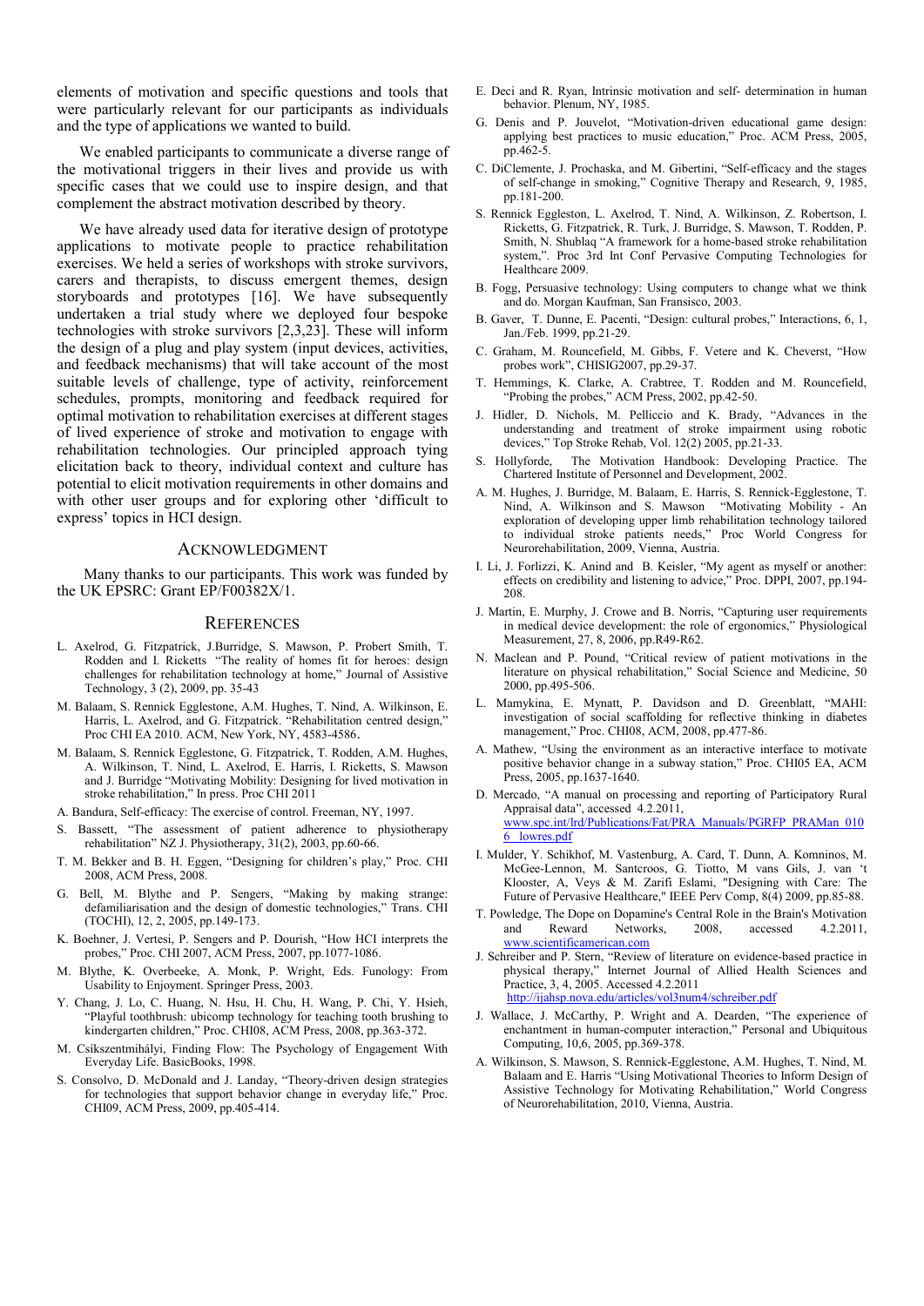elements of motivation and specific questions and tools that were particularly relevant for our participants as individuals and the type of applications we wanted to build.

We enabled participants to communicate a diverse range of the motivational triggers in their lives and provide us with specific cases that we could use to inspire design, and that complement the abstract motivation described by theory.

We have already used data for iterative design of prototype applications to motivate people to practice rehabilitation exercises. We held a series of workshops with stroke survivors, carers and therapists, to discuss emergent themes, design storyboards and prototypes [16]. We have subsequently undertaken a trial study where we deployed four bespoke technologies with stroke survivors [2,3,23]. These will inform the design of a plug and play system (input devices, activities, and feedback mechanisms) that will take account of the most suitable levels of challenge, type of activity, reinforcement schedules, prompts, monitoring and feedback required for optimal motivation to rehabilitation exercises at different stages of lived experience of stroke and motivation to engage with rehabilitation technologies. Our principled approach tying elicitation back to theory, individual context and culture has potential to elicit motivation requirements in other domains and with other user groups and for exploring other 'difficult to express' topics in HCI design.

## Acknowledgment

Many thanks to our participants. This work was funded by the UK EPSRC: Grant EP/F00382X/1.

## References

- L. Axelrod, G. Fitzpatrick, J.Burridge, S. Mawson, P. Probert Smith, T. Rodden and I. Ricketts "The reality of homes fit for heroes: design challenges for rehabilitation technology at home," Journal of Assistive Technology, 3 (2), 2009, pp. 35-43
- M. Balaam, S. Rennick Egglestone, A.M. Hughes, T. Nind, A. Wilkinson, E. Harris, L. Axelrod, and G. Fitzpatrick. "Rehabilitation centred design," Proc CHI EA 2010. ACM, New York, NY, 4583-4586.
- M. Balaam, S. Rennick Egglestone, G. Fitzpatrick, T. Rodden, A.M. Hughes, A. Wilkinson, T. Nind, L. Axelrod, E. Harris, I. Ricketts, S. Mawson and J. Burridge "Motivating Mobility: Designing for lived motivation in stroke rehabilitation," In press. Proc CHI 2011
- A. Bandura, Self-efficacy: The exercise of control. Freeman, NY, 1997.
- S. Bassett, "The assessment of patient adherence to physiotherapy rehabilitation" NZ J. Physiotherapy, 31(2), 2003, pp.60-66.
- T. M. Bekker and B. H. Eggen, "Designing for children's play," Proc. CHI 2008, ACM Press, 2008.
- G. Bell, M. Blythe and P. Sengers, "Making by making strange: defamiliarisation and the design of domestic technologies," Trans. CHI (TOCHI), 12, 2, 2005, pp.149-173.
- K. Boehner, J. Vertesi, P. Sengers and P. Dourish, "How HCI interprets the probes," Proc. CHI 2007, ACM Press, 2007, pp.1077-1086.
- M. Blythe, K. Overbeeke, A. Monk, P. Wright, Eds. Funology: From Usability to Enjoyment. Springer Press, 2003.
- Y. Chang, J. Lo, C. Huang, N. Hsu, H. Chu, H. Wang, P. Chi, Y. Hsieh, "Playful toothbrush: ubicomp technology for teaching tooth brushing to kindergarten children," Proc. CHI08, ACM Press, 2008, pp.363-372.
- M. Csíkszentmihályi, Finding Flow: The Psychology of Engagement With Everyday Life. BasicBooks, 1998.
- S. Consolvo, D. McDonald and J. Landay, "Theory-driven design strategies for technologies that support behavior change in everyday life," Proc. CHI09, ACM Press, 2009, pp.405-414.
- E. Deci and R. Ryan, Intrinsic motivation and self- determination in human behavior. Plenum, NY, 1985.
- G. Denis and P. Jouvelot, "Motivation-driven educational game design: applying best practices to music education," Proc. ACM Press, 2005, pp.462-5.
- C. DiClemente, J. Prochaska, and M. Gibertini, "Self-efficacy and the stages of self-change in smoking," Cognitive Therapy and Research, 9, 1985, pp.181-200.
- S. Rennick Eggleston, L. Axelrod, T. Nind, A. Wilkinson, Z. Robertson, I. Ricketts, G. Fitzpatrick, R. Turk, J. Burridge, S. Mawson, T. Rodden, P. Smith, N. Shublaq "A framework for a home-based stroke rehabilitation system,". Proc 3rd Int Conf Pervasive Computing Technologies for Healthcare 2009.
- B. Fogg, Persuasive technology: Using computers to change what we think and do. Morgan Kaufman, San Fransisco, 2003.
- B. Gaver, T. Dunne, E. Pacenti, "Design: cultural probes," Interactions, 6, 1, Jan./Feb. 1999, pp.21-29.
- C. Graham, M. Rouncefield, M. Gibbs, F. Vetere and K. Cheverst, "How probes work", CHISIG2007, pp.29-37.
- T. Hemmings, K. Clarke, A. Crabtree, T. Rodden and M. Rouncefield, "Probing the probes," ACM Press, 2002, pp.42-50.
- J. Hidler, D. Nichols, M. Pelliccio and K. Brady, "Advances in the understanding and treatment of stroke impairment using robotic devices," Top Stroke Rehab, Vol. 12(2) 2005, pp.21-33.
- S. Hollyforde, The Motivation Handbook: Developing Practice. The Chartered Institute of Personnel and Development, 2002.
- A. M. Hughes, J. Burridge, M. Balaam, E. Harris, S. Rennick-Egglestone, T. Nind, A. Wilkinson and S. Mawson "Motivating Mobility - An exploration of developing upper limb rehabilitation technology tailored to individual stroke patients needs," Proc World Congress for Neurorehabilitation, 2009, Vienna, Austria.
- I. Li, J. Forlizzi, K. Anind and B. Keisler, "My agent as myself or another: effects on credibility and listening to advice," Proc. DPPI, 2007, pp.194-208.
- J. Martin, E. Murphy, J. Crowe and B. Norris, "Capturing user requirements in medical device development: the role of ergonomics," Physiological Measurement, 27, 8, 2006, pp.R49-R62.
- N. Maclean and P. Pound, "Critical review of patient motivations in the literature on physical rehabilitation," Social Science and Medicine, 50 2000, pp.495-506.
- L. Mamykina, E. Mynatt, P. Davidson and D. Greenblatt, "MAHI: investigation of social scaffolding for reflective thinking in diabetes management," Proc. CHI08, ACM, 2008, pp.477-86.
- A. Mathew, "Using the environment as an interactive interface to motivate positive behavior change in a subway station," Proc. CHI05 EA, ACM Press, 2005, pp.1637-1640.
- D. Mercado, "A manual on processing and reporting of Participatory Rural Appraisal data", accessed 4.2.2011, www.spc.int/lrd/Publications/Fat/PRA_Manuals/PGRFP_PRAMan_0106_lowres.pdf
- I. Mulder, Y. Schikhof, M. Vastenburg, A. Card, T. Dunn, A. Komninos, M. McGee-Lennon, M. Santcroos, G. Tiotto, M vans Gils, J. van 't Klooster, A, Veys & M. Zarifi Eslami, "Designing with Care: The Future of Pervasive Healthcare," IEEE Perv Comp, 8(4) 2009, pp.85-88.
- T. Powledge, The Dope on Dopamine's Central Role in the Brain's Motivation and Reward Networks, 2008, accessed 4.2.2011, www.scientificamerican.com
- J. Schreiber and P. Stern, "Review of literature on evidence-based practice in physical therapy," Internet Journal of Allied Health Sciences and Practice, 3, 4, 2005. Accessed 4.2.2011 http://ijahsp.nova.edu/articles/vol3num4/schreiber.pdf
- J. Wallace, J. McCarthy, P. Wright and A. Dearden, "The experience of enchantment in human-computer interaction," Personal and Ubiquitous Computing, 10,6, 2005, pp.369-378.
- A. Wilkinson, S. Mawson, S. Rennick-Egglestone, A.M. Hughes, T. Nind, M. Balaam and E. Harris "Using Motivational Theories to Inform Design of Assistive Technology for Motivating Rehabilitation," World Congress of Neurorehabilitation, 2010, Vienna, Austria.